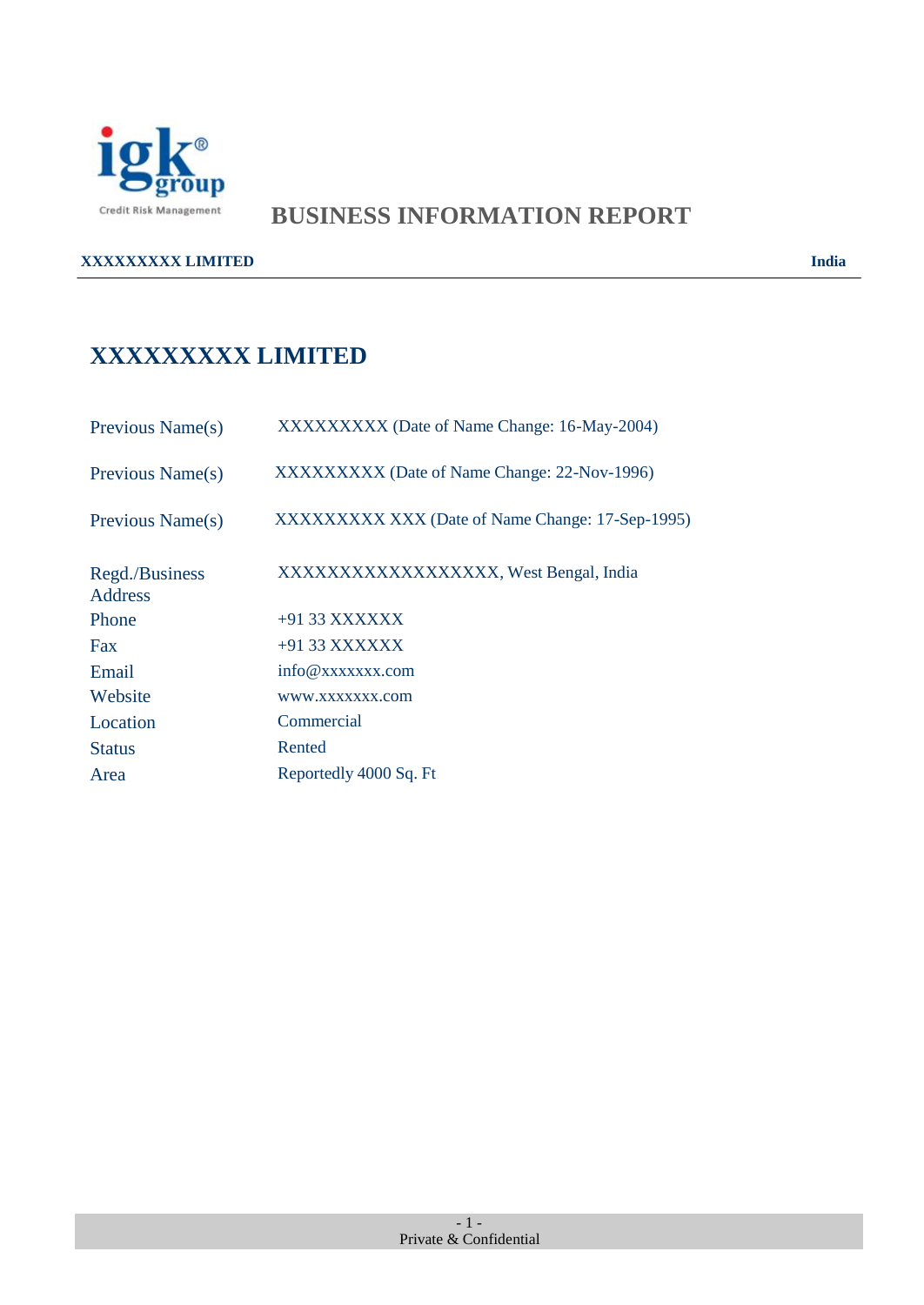igk group
Credit Risk Management

# BUSINESS INFORMATION REPORT

**XXXXXXXXX LIMITED** **India**

## XXXXXXXXX LIMITED

| | |
|---|---|
| Previous Name(s) | XXXXXXXXX (Date of Name Change: 16-May-2004) |
| Previous Name(s) | XXXXXXXXX (Date of Name Change: 22-Nov-1996) |
| Previous Name(s) | XXXXXXXXX XXX (Date of Name Change: 17-Sep-1995) |
| Regd./Business Address | XXXXXXXXXXXXXXXXX, West Bengal, India |
| Phone | +91 33 XXXXXX |
| Fax | +91 33 XXXXXX |
| Email | info@xxxxxxx.com |
| Website | www.xxxxxxx.com |
| Location | Commercial |
| Status | Rented |
| Area | Reportedly 4000 Sq. Ft |

Private & Confidential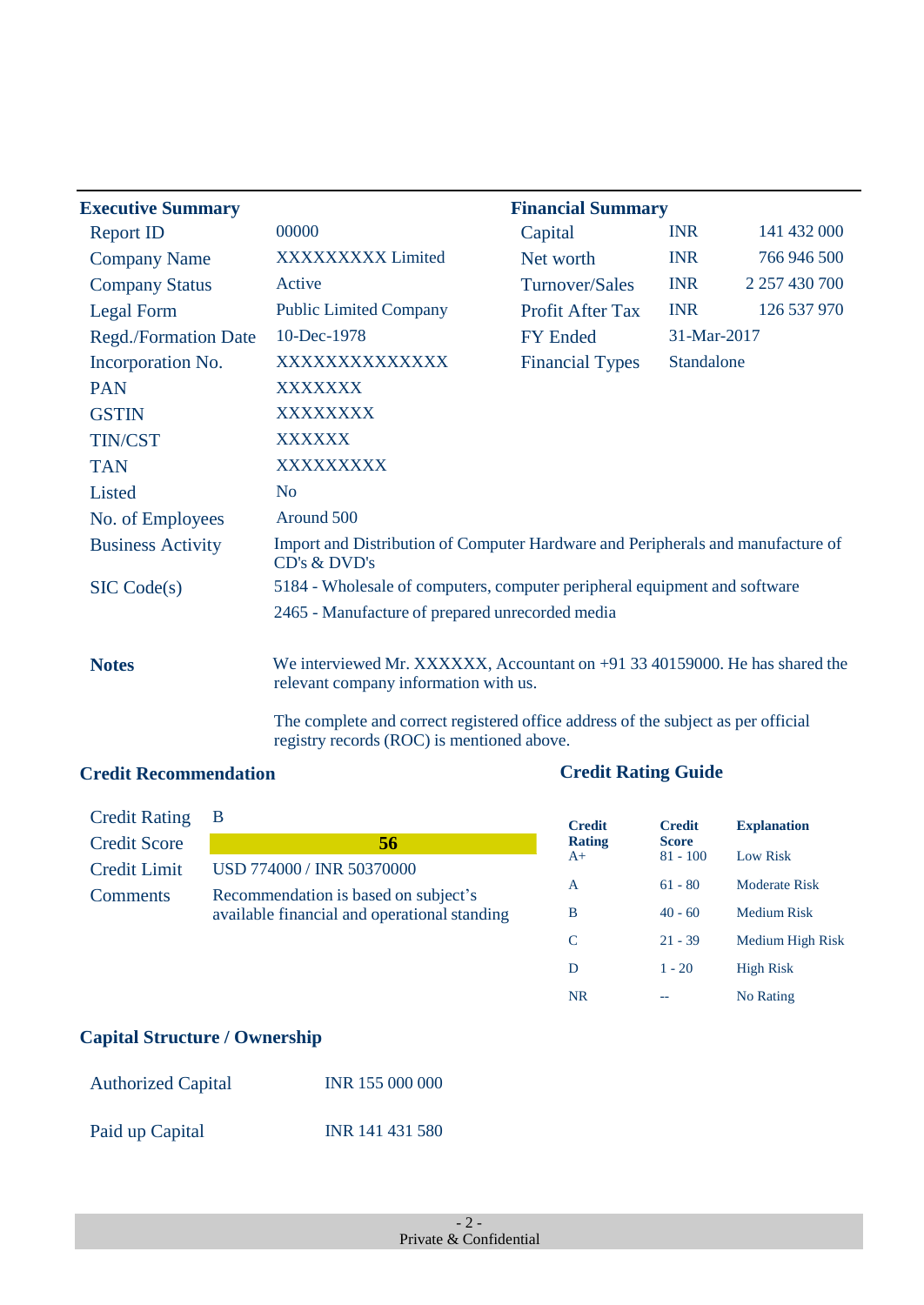## Executive Summary

| | |
|---|---|
| Report ID | 00000 |
| Company Name | XXXXXXXXX Limited |
| Company Status | Active |
| Legal Form | Public Limited Company |
| Regd./Formation Date | 10-Dec-1978 |
| Incorporation No. | XXXXXXXXXXXXXX |
| PAN | XXXXXXX |
| GSTIN | XXXXXXXX |
| TIN/CST | XXXXXX |
| TAN | XXXXXXXXX |
| Listed | No |
| No. of Employees | Around 500 |
| Business Activity | Import and Distribution of Computer Hardware and Peripherals and manufacture of CD's & DVD's |
| SIC Code(s) | 5184 - Wholesale of computers, computer peripheral equipment and software |
| | 2465 - Manufacture of prepared unrecorded media |

## Financial Summary

| | | |
|---|---|---|
| Capital | INR | 141 432 000 |
| Net worth | INR | 766 946 500 |
| Turnover/Sales | INR | 2 257 430 700 |
| Profit After Tax | INR | 126 537 970 |
| FY Ended | 31-Mar-2017 | |
| Financial Types | Standalone | |

**Notes**

We interviewed Mr. XXXXXX, Accountant on +91 33 40159000. He has shared the relevant company information with us.

The complete and correct registered office address of the subject as per official registry records (ROC) is mentioned above.

## Credit Recommendation

| | |
|---|---|
| Credit Rating | B |
| Credit Score | **56** |
| Credit Limit | USD 774000 / INR 50370000 |
| Comments | Recommendation is based on subject's available financial and operational standing |

## Credit Rating Guide

| Credit Rating | Credit Score | Explanation |
|---|---|---|
| A+ | 81 - 100 | Low Risk |
| A | 61 - 80 | Moderate Risk |
| B | 40 - 60 | Medium Risk |
| C | 21 - 39 | Medium High Risk |
| D | 1 - 20 | High Risk |
| NR | -- | No Rating |

## Capital Structure / Ownership

| | |
|---|---|
| Authorized Capital | INR 155 000 000 |
| Paid up Capital | INR 141 431 580 |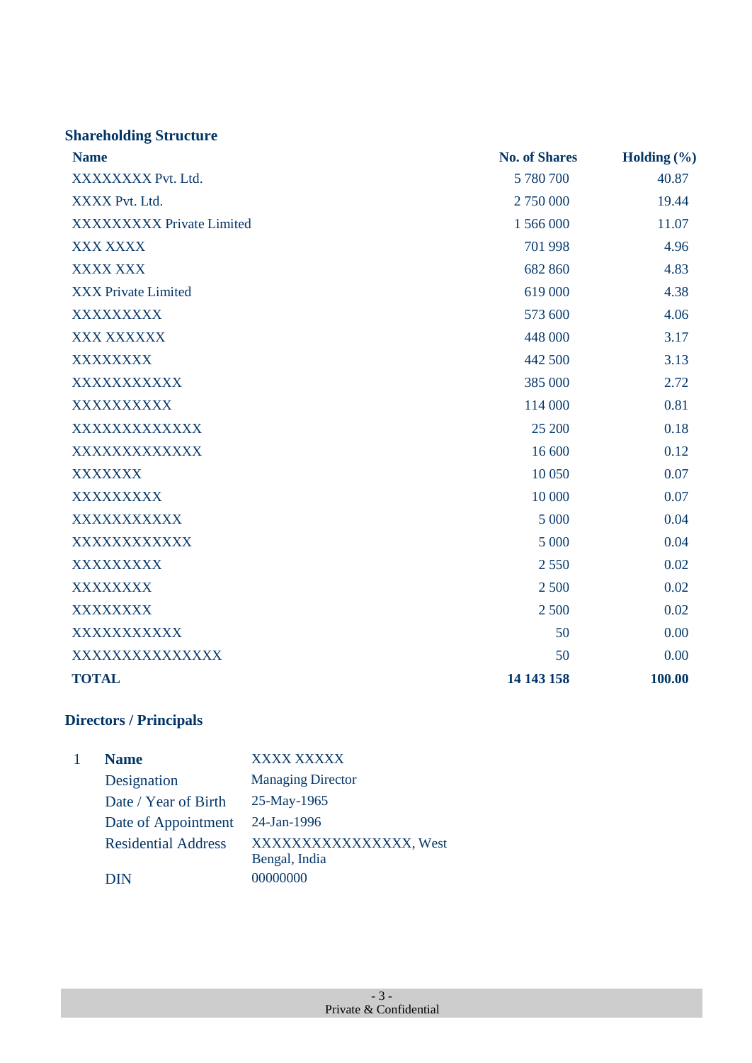## Shareholding Structure

| Name | No. of Shares | Holding (%) |
|---|---|---|
| XXXXXXXX Pvt. Ltd. | 5 780 700 | 40.87 |
| XXXX Pvt. Ltd. | 2 750 000 | 19.44 |
| XXXXXXXXX Private Limited | 1 566 000 | 11.07 |
| XXX XXXX | 701 998 | 4.96 |
| XXXX XXX | 682 860 | 4.83 |
| XXX Private Limited | 619 000 | 4.38 |
| XXXXXXXXX | 573 600 | 4.06 |
| XXX XXXXXX | 448 000 | 3.17 |
| XXXXXXXX | 442 500 | 3.13 |
| XXXXXXXXXXX | 385 000 | 2.72 |
| XXXXXXXXXX | 114 000 | 0.81 |
| XXXXXXXXXXXXX | 25 200 | 0.18 |
| XXXXXXXXXXXXX | 16 600 | 0.12 |
| XXXXXXX | 10 050 | 0.07 |
| XXXXXXXXX | 10 000 | 0.07 |
| XXXXXXXXXXX | 5 000 | 0.04 |
| XXXXXXXXXXXX | 5 000 | 0.04 |
| XXXXXXXXX | 2 550 | 0.02 |
| XXXXXXXX | 2 500 | 0.02 |
| XXXXXXXX | 2 500 | 0.02 |
| XXXXXXXXXXX | 50 | 0.00 |
| XXXXXXXXXXXXXXX | 50 | 0.00 |
| **TOTAL** | **14 143 158** | **100.00** |

## Directors / Principals

1

| | |
|---|---|
| **Name** | XXXX XXXXX |
| Designation | Managing Director |
| Date / Year of Birth | 25-May-1965 |
| Date of Appointment | 24-Jan-1996 |
| Residential Address | XXXXXXXXXXXXXXX, West Bengal, India |
| DIN | 00000000 |

Private & Confidential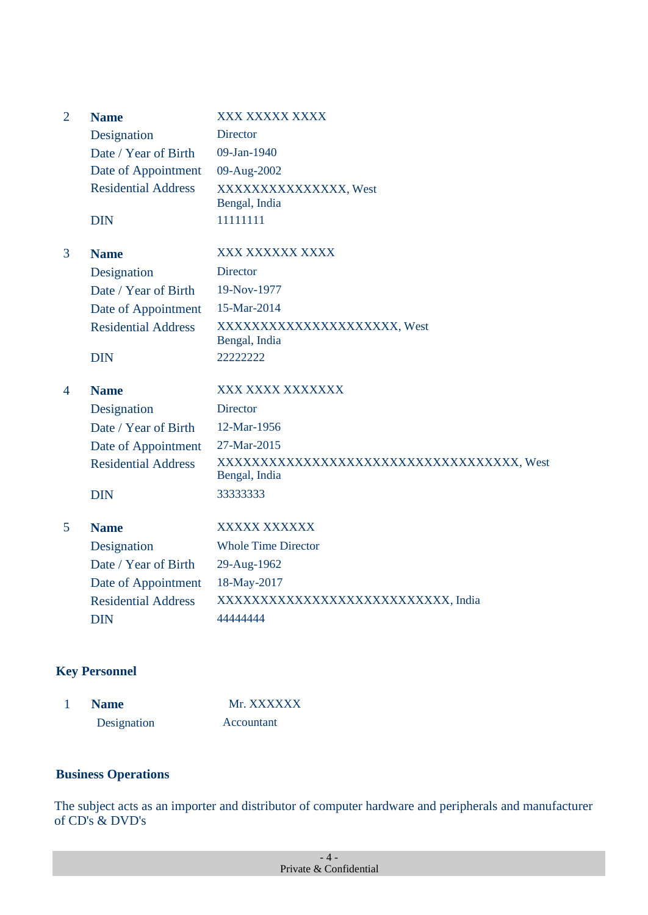| | | |
|---|---|---|
| 2 | **Name** | XXX XXXXX XXXX |
| | Designation | Director |
| | Date / Year of Birth | 09-Jan-1940 |
| | Date of Appointment | 09-Aug-2002 |
| | Residential Address | XXXXXXXXXXXXXXX, West Bengal, India |
| | DIN | 11111111 |
| 3 | **Name** | XXX XXXXXX XXXX |
| | Designation | Director |
| | Date / Year of Birth | 19-Nov-1977 |
| | Date of Appointment | 15-Mar-2014 |
| | Residential Address | XXXXXXXXXXXXXXXXXXXX, West Bengal, India |
| | DIN | 22222222 |
| 4 | **Name** | XXX XXXX XXXXXXX |
| | Designation | Director |
| | Date / Year of Birth | 12-Mar-1956 |
| | Date of Appointment | 27-Mar-2015 |
| | Residential Address | XXXXXXXXXXXXXXXXXXXXXXXXXXXXXXXXXXX, West Bengal, India |
| | DIN | 33333333 |
| 5 | **Name** | XXXXX XXXXXX |
| | Designation | Whole Time Director |
| | Date / Year of Birth | 29-Aug-1962 |
| | Date of Appointment | 18-May-2017 |
| | Residential Address | XXXXXXXXXXXXXXXXXXXXXXXXXXX, India |
| | DIN | 44444444 |

## Key Personnel

| | | |
|---|---|---|
| 1 | **Name** | Mr. XXXXXX |
| | Designation | Accountant |

## Business Operations

The subject acts as an importer and distributor of computer hardware and peripherals and manufacturer of CD's & DVD's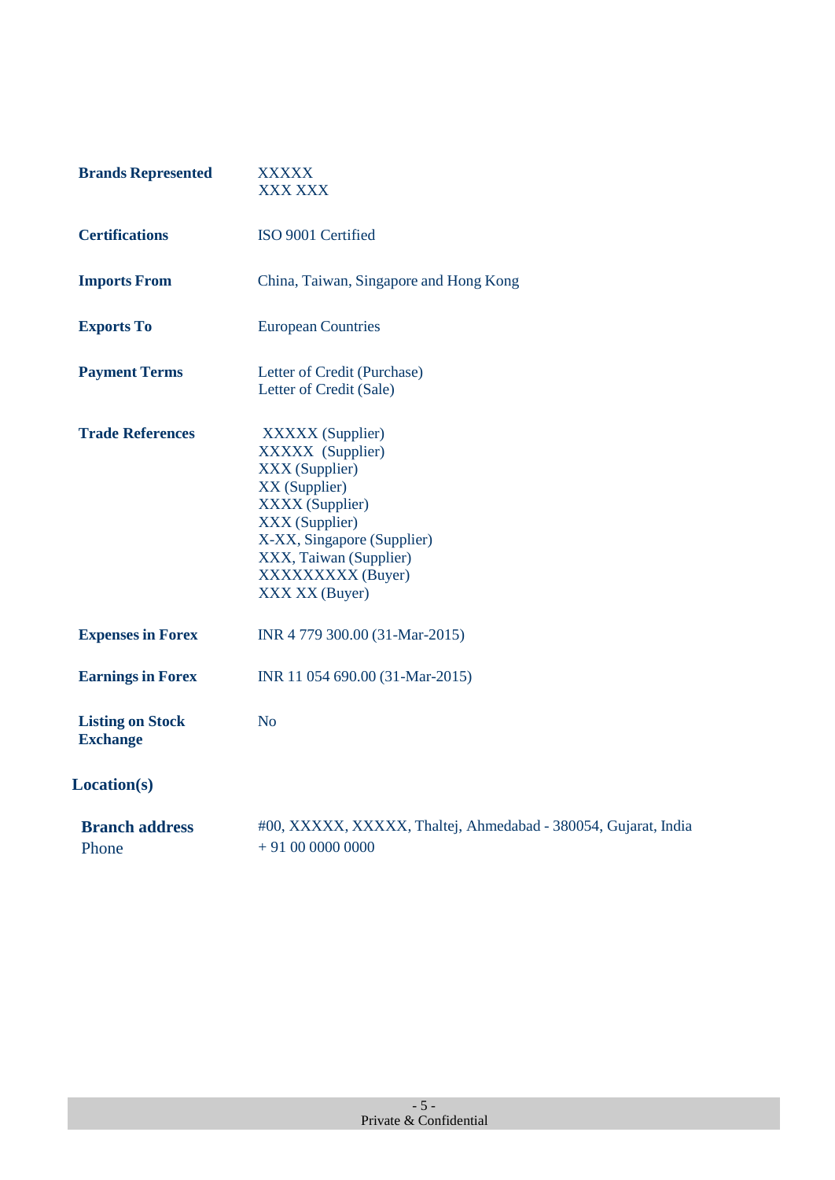| | |
|---|---|
| **Brands Represented** | XXXXX<br>XXX XXX |
| **Certifications** | ISO 9001 Certified |
| **Imports From** | China, Taiwan, Singapore and Hong Kong |
| **Exports To** | European Countries |
| **Payment Terms** | Letter of Credit (Purchase)<br>Letter of Credit (Sale) |
| **Trade References** | XXXXX (Supplier)<br>XXXXX (Supplier)<br>XXX (Supplier)<br>XX (Supplier)<br>XXXX (Supplier)<br>XXX (Supplier)<br>X-XX, Singapore (Supplier)<br>XXX, Taiwan (Supplier)<br>XXXXXXXXX (Buyer)<br>XXX XX (Buyer) |
| **Expenses in Forex** | INR 4 779 300.00 (31-Mar-2015) |
| **Earnings in Forex** | INR 11 054 690.00 (31-Mar-2015) |
| **Listing on Stock Exchange** | No |

## Location(s)

| | |
|---|---|
| **Branch address** | #00, XXXXX, XXXXX, Thaltej, Ahmedabad - 380054, Gujarat, India |
| Phone | + 91 00 0000 0000 |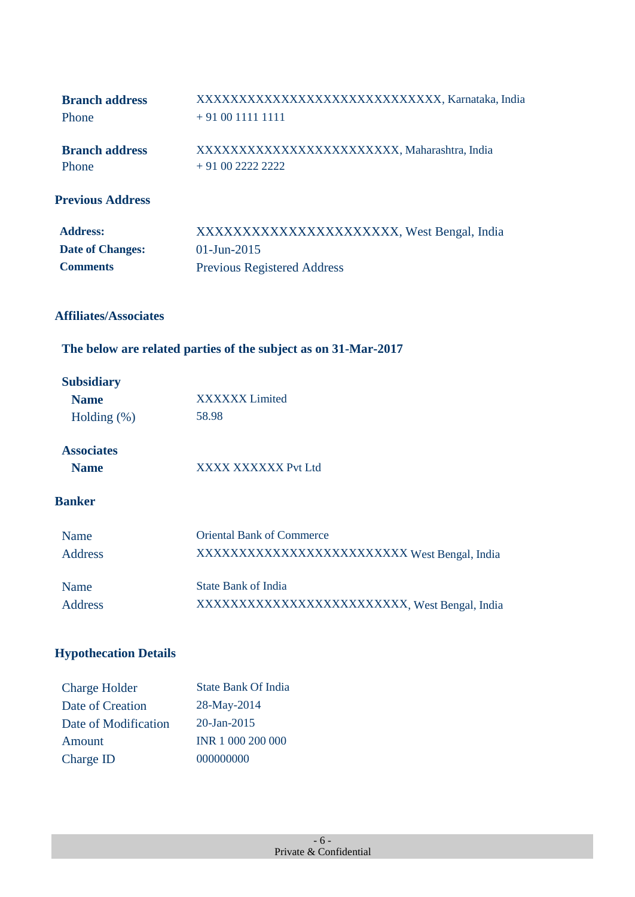| | |
|---|---|
| **Branch address** | XXXXXXXXXXXXXXXXXXXXXXXXXXXXX, Karnataka, India |
| Phone | + 91 00 1111 1111 |
| **Branch address** | XXXXXXXXXXXXXXXXXXXXXXXX, Maharashtra, India |
| Phone | + 91 00 2222 2222 |

## Previous Address

| | |
|---|---|
| **Address:** | XXXXXXXXXXXXXXXXXXXXX, West Bengal, India |
| **Date of Changes:** | 01-Jun-2015 |
| **Comments** | Previous Registered Address |

## Affiliates/Associates

**The below are related parties of the subject as on 31-Mar-2017**

**Subsidiary**

| | |
|---|---|
| **Name** | XXXXXX Limited |
| Holding (%) | 58.98 |

**Associates**

| | |
|---|---|
| **Name** | XXXX XXXXXX Pvt Ltd |

## Banker

| | |
|---|---|
| Name | Oriental Bank of Commerce |
| Address | XXXXXXXXXXXXXXXXXXXXXXXX West Bengal, India |
| Name | State Bank of India |
| Address | XXXXXXXXXXXXXXXXXXXXXXXX, West Bengal, India |

## Hypothecation Details

| | |
|---|---|
| Charge Holder | State Bank Of India |
| Date of Creation | 28-May-2014 |
| Date of Modification | 20-Jan-2015 |
| Amount | INR 1 000 200 000 |
| Charge ID | 000000000 |

Private & Confidential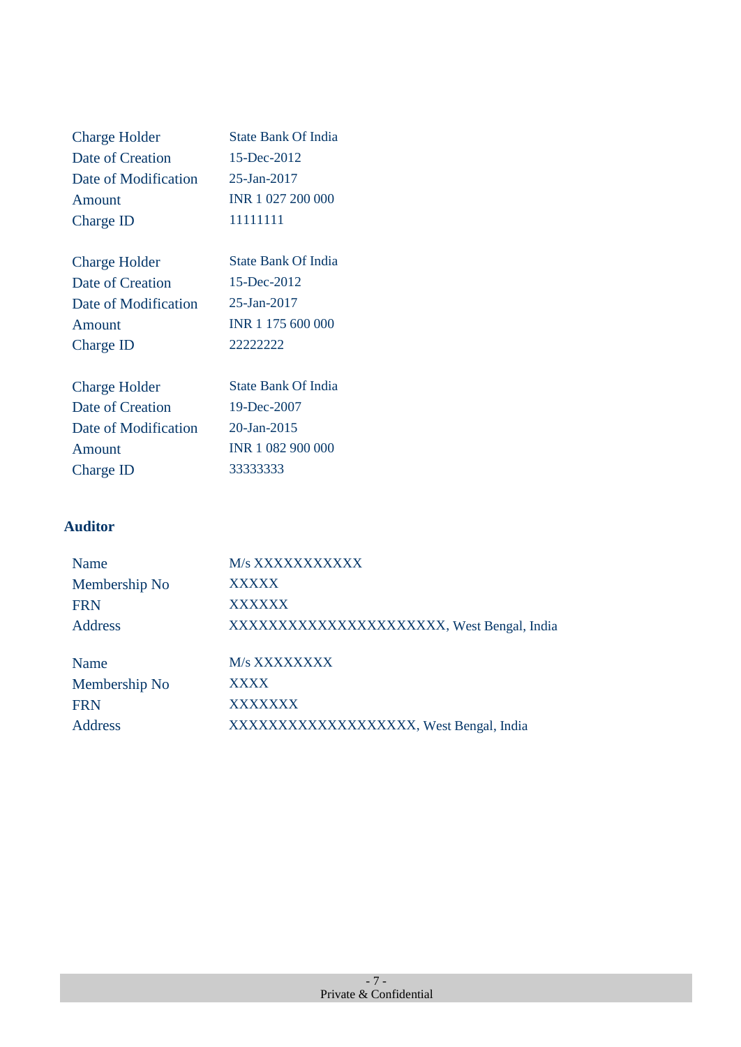| | |
|---|---|
| Charge Holder | State Bank Of India |
| Date of Creation | 15-Dec-2012 |
| Date of Modification | 25-Jan-2017 |
| Amount | INR 1 027 200 000 |
| Charge ID | 11111111 |

| | |
|---|---|
| Charge Holder | State Bank Of India |
| Date of Creation | 15-Dec-2012 |
| Date of Modification | 25-Jan-2017 |
| Amount | INR 1 175 600 000 |
| Charge ID | 22222222 |

| | |
|---|---|
| Charge Holder | State Bank Of India |
| Date of Creation | 19-Dec-2007 |
| Date of Modification | 20-Jan-2015 |
| Amount | INR 1 082 900 000 |
| Charge ID | 33333333 |

## Auditor

| | |
|---|---|
| Name | M/s XXXXXXXXXXX |
| Membership No | XXXXX |
| FRN | XXXXXX |
| Address | XXXXXXXXXXXXXXXXXXXXXX, West Bengal, India |

| | |
|---|---|
| Name | M/s XXXXXXXX |
| Membership No | XXXX |
| FRN | XXXXXXX |
| Address | XXXXXXXXXXXXXXXXXXX, West Bengal, India |

Private & Confidential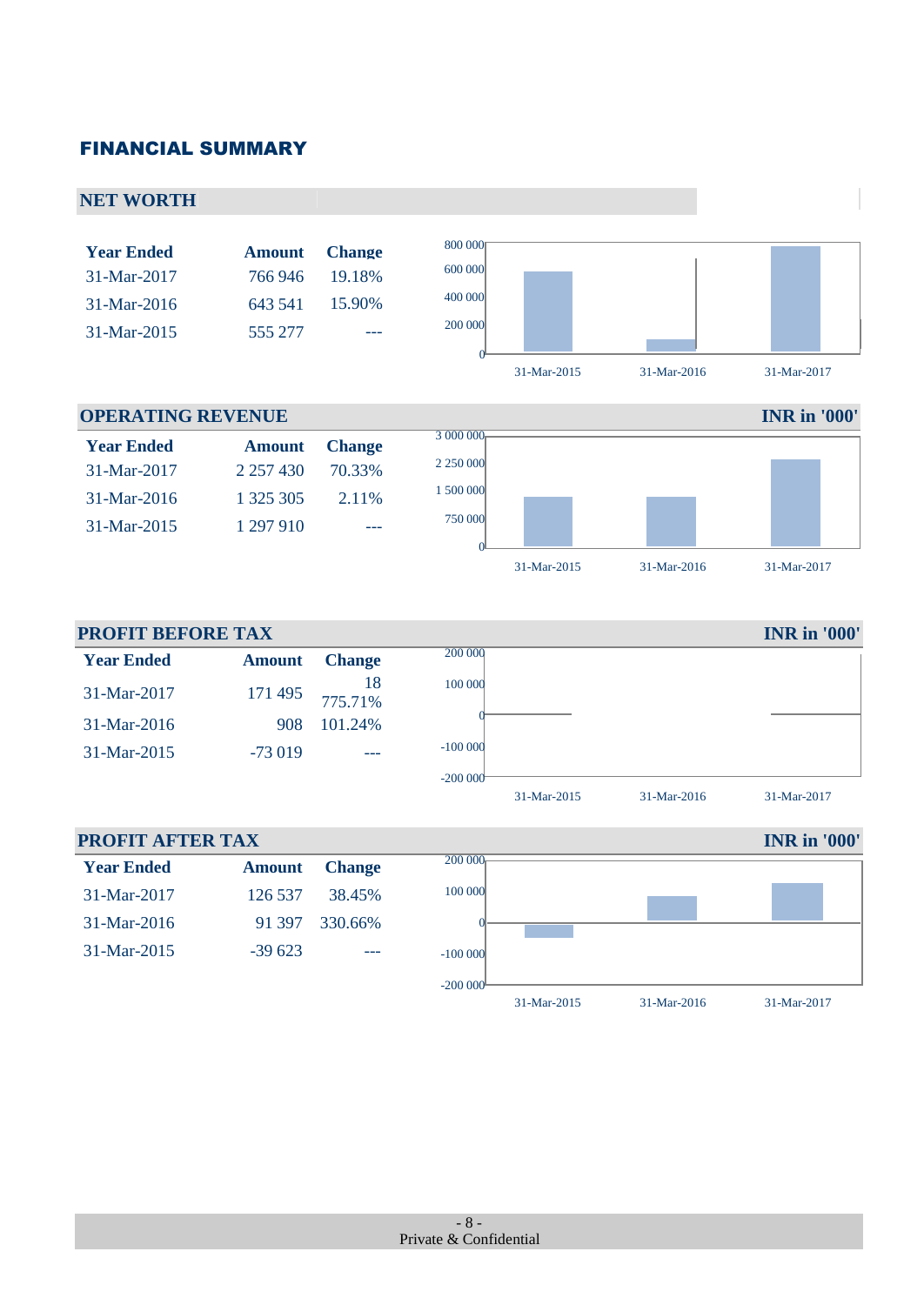## FINANCIAL SUMMARY

### NET WORTH

| Year Ended | Amount | Change |
|---|---|---|
| 31-Mar-2017 | 766 946 | 19.18% |
| 31-Mar-2016 | 643 541 | 15.90% |
| 31-Mar-2015 | 555 277 | --- |

### OPERATING REVENUE

INR in '000'

| Year Ended | Amount | Change |
|---|---|---|
| 31-Mar-2017 | 2 257 430 | 70.33% |
| 31-Mar-2016 | 1 325 305 | 2.11% |
| 31-Mar-2015 | 1 297 910 | --- |

### PROFIT BEFORE TAX

INR in '000'

| Year Ended | Amount | Change |
|---|---|---|
| 31-Mar-2017 | 171 495 | 18 775.71% |
| 31-Mar-2016 | 908 | 101.24% |
| 31-Mar-2015 | -73 019 | --- |

### PROFIT AFTER TAX

INR in '000'

| Year Ended | Amount | Change |
|---|---|---|
| 31-Mar-2017 | 126 537 | 38.45% |
| 31-Mar-2016 | 91 397 | 330.66% |
| 31-Mar-2015 | -39 623 | --- |

Private & Confidential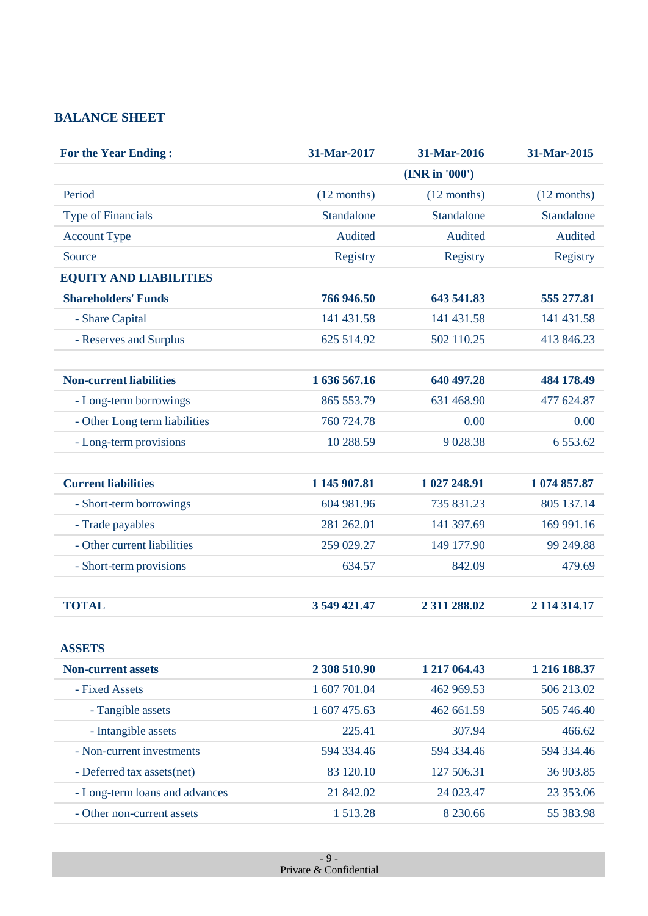## BALANCE SHEET

| For the Year Ending : | 31-Mar-2017 | 31-Mar-2016 | 31-Mar-2015 |
|---|---|---|---|
| | | (INR in '000') | |
| Period | (12 months) | (12 months) | (12 months) |
| Type of Financials | Standalone | Standalone | Standalone |
| Account Type | Audited | Audited | Audited |
| Source | Registry | Registry | Registry |
| **EQUITY AND LIABILITIES** | | | |
| **Shareholders' Funds** | **766 946.50** | **643 541.83** | **555 277.81** |
| - Share Capital | 141 431.58 | 141 431.58 | 141 431.58 |
| - Reserves and Surplus | 625 514.92 | 502 110.25 | 413 846.23 |
| | | | |
| **Non-current liabilities** | **1 636 567.16** | **640 497.28** | **484 178.49** |
| - Long-term borrowings | 865 553.79 | 631 468.90 | 477 624.87 |
| - Other Long term liabilities | 760 724.78 | 0.00 | 0.00 |
| - Long-term provisions | 10 288.59 | 9 028.38 | 6 553.62 |
| | | | |
| **Current liabilities** | **1 145 907.81** | **1 027 248.91** | **1 074 857.87** |
| - Short-term borrowings | 604 981.96 | 735 831.23 | 805 137.14 |
| - Trade payables | 281 262.01 | 141 397.69 | 169 991.16 |
| - Other current liabilities | 259 029.27 | 149 177.90 | 99 249.88 |
| - Short-term provisions | 634.57 | 842.09 | 479.69 |
| | | | |
| **TOTAL** | **3 549 421.47** | **2 311 288.02** | **2 114 314.17** |
| | | | |
| **ASSETS** | | | |
| **Non-current assets** | **2 308 510.90** | **1 217 064.43** | **1 216 188.37** |
| - Fixed Assets | 1 607 701.04 | 462 969.53 | 506 213.02 |
| - Tangible assets | 1 607 475.63 | 462 661.59 | 505 746.40 |
| - Intangible assets | 225.41 | 307.94 | 466.62 |
| - Non-current investments | 594 334.46 | 594 334.46 | 594 334.46 |
| - Deferred tax assets(net) | 83 120.10 | 127 506.31 | 36 903.85 |
| - Long-term loans and advances | 21 842.02 | 24 023.47 | 23 353.06 |
| - Other non-current assets | 1 513.28 | 8 230.66 | 55 383.98 |

Private & Confidential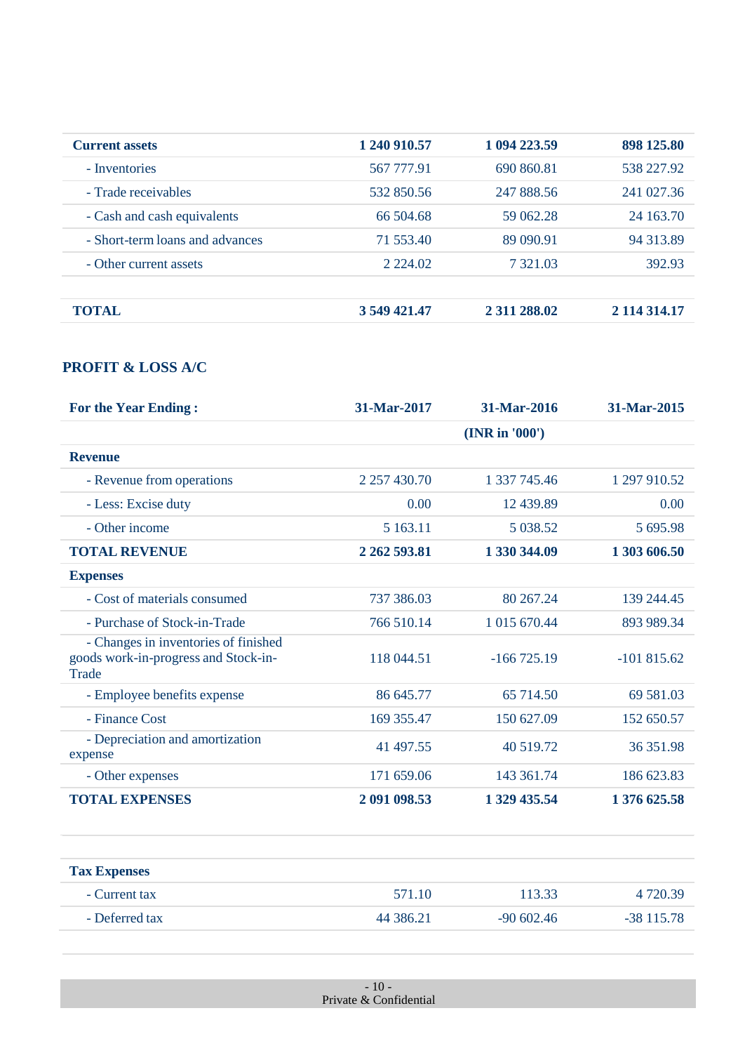| | | | |
|---|---|---|---|
| **Current assets** | **1 240 910.57** | **1 094 223.59** | **898 125.80** |
| - Inventories | 567 777.91 | 690 860.81 | 538 227.92 |
| - Trade receivables | 532 850.56 | 247 888.56 | 241 027.36 |
| - Cash and cash equivalents | 66 504.68 | 59 062.28 | 24 163.70 |
| - Short-term loans and advances | 71 553.40 | 89 090.91 | 94 313.89 |
| - Other current assets | 2 224.02 | 7 321.03 | 392.93 |
| | | | |
| **TOTAL** | **3 549 421.47** | **2 311 288.02** | **2 114 314.17** |

## PROFIT & LOSS A/C

| For the Year Ending : | 31-Mar-2017 | 31-Mar-2016 | 31-Mar-2015 |
|---|---|---|---|
| | | **(INR in '000')** | |
| **Revenue** | | | |
| - Revenue from operations | 2 257 430.70 | 1 337 745.46 | 1 297 910.52 |
| - Less: Excise duty | 0.00 | 12 439.89 | 0.00 |
| - Other income | 5 163.11 | 5 038.52 | 5 695.98 |
| **TOTAL REVENUE** | **2 262 593.81** | **1 330 344.09** | **1 303 606.50** |
| **Expenses** | | | |
| - Cost of materials consumed | 737 386.03 | 80 267.24 | 139 244.45 |
| - Purchase of Stock-in-Trade | 766 510.14 | 1 015 670.44 | 893 989.34 |
| - Changes in inventories of finished goods work-in-progress and Stock-in-Trade | 118 044.51 | -166 725.19 | -101 815.62 |
| - Employee benefits expense | 86 645.77 | 65 714.50 | 69 581.03 |
| - Finance Cost | 169 355.47 | 150 627.09 | 152 650.57 |
| - Depreciation and amortization expense | 41 497.55 | 40 519.72 | 36 351.98 |
| - Other expenses | 171 659.06 | 143 361.74 | 186 623.83 |
| **TOTAL EXPENSES** | **2 091 098.53** | **1 329 435.54** | **1 376 625.58** |
| | | | |
| **Tax Expenses** | | | |
| - Current tax | 571.10 | 113.33 | 4 720.39 |
| - Deferred tax | 44 386.21 | -90 602.46 | -38 115.78 |

Private & Confidential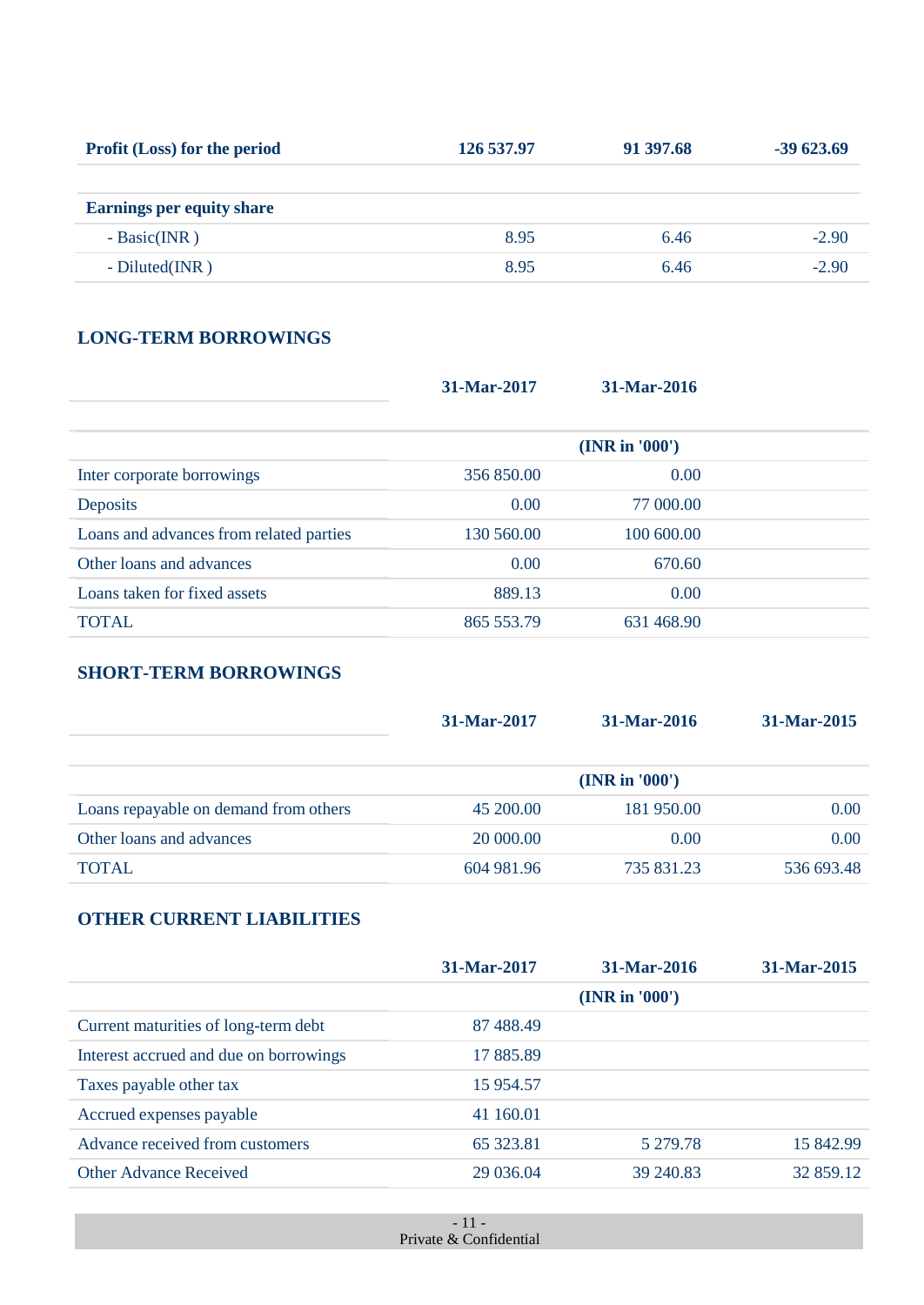| Profit (Loss) for the period | 126 537.97 | 91 397.68 | -39 623.69 |
|---|---|---|---|
| | | | |
| **Earnings per equity share** | | | |
| - Basic(INR ) | 8.95 | 6.46 | -2.90 |
| - Diluted(INR ) | 8.95 | 6.46 | -2.90 |

## LONG-TERM BORROWINGS

| | 31-Mar-2017 | 31-Mar-2016 |
|---|---|---|
| | (INR in '000') | |
| Inter corporate borrowings | 356 850.00 | 0.00 |
| Deposits | 0.00 | 77 000.00 |
| Loans and advances from related parties | 130 560.00 | 100 600.00 |
| Other loans and advances | 0.00 | 670.60 |
| Loans taken for fixed assets | 889.13 | 0.00 |
| TOTAL | 865 553.79 | 631 468.90 |

## SHORT-TERM BORROWINGS

| | 31-Mar-2017 | 31-Mar-2016 | 31-Mar-2015 |
|---|---|---|---|
| | (INR in '000') | | |
| Loans repayable on demand from others | 45 200.00 | 181 950.00 | 0.00 |
| Other loans and advances | 20 000.00 | 0.00 | 0.00 |
| TOTAL | 604 981.96 | 735 831.23 | 536 693.48 |

## OTHER CURRENT LIABILITIES

| | 31-Mar-2017 | 31-Mar-2016 | 31-Mar-2015 |
|---|---|---|---|
| | (INR in '000') | | |
| Current maturities of long-term debt | 87 488.49 | | |
| Interest accrued and due on borrowings | 17 885.89 | | |
| Taxes payable other tax | 15 954.57 | | |
| Accrued expenses payable | 41 160.01 | | |
| Advance received from customers | 65 323.81 | 5 279.78 | 15 842.99 |
| Other Advance Received | 29 036.04 | 39 240.83 | 32 859.12 |

Private & Confidential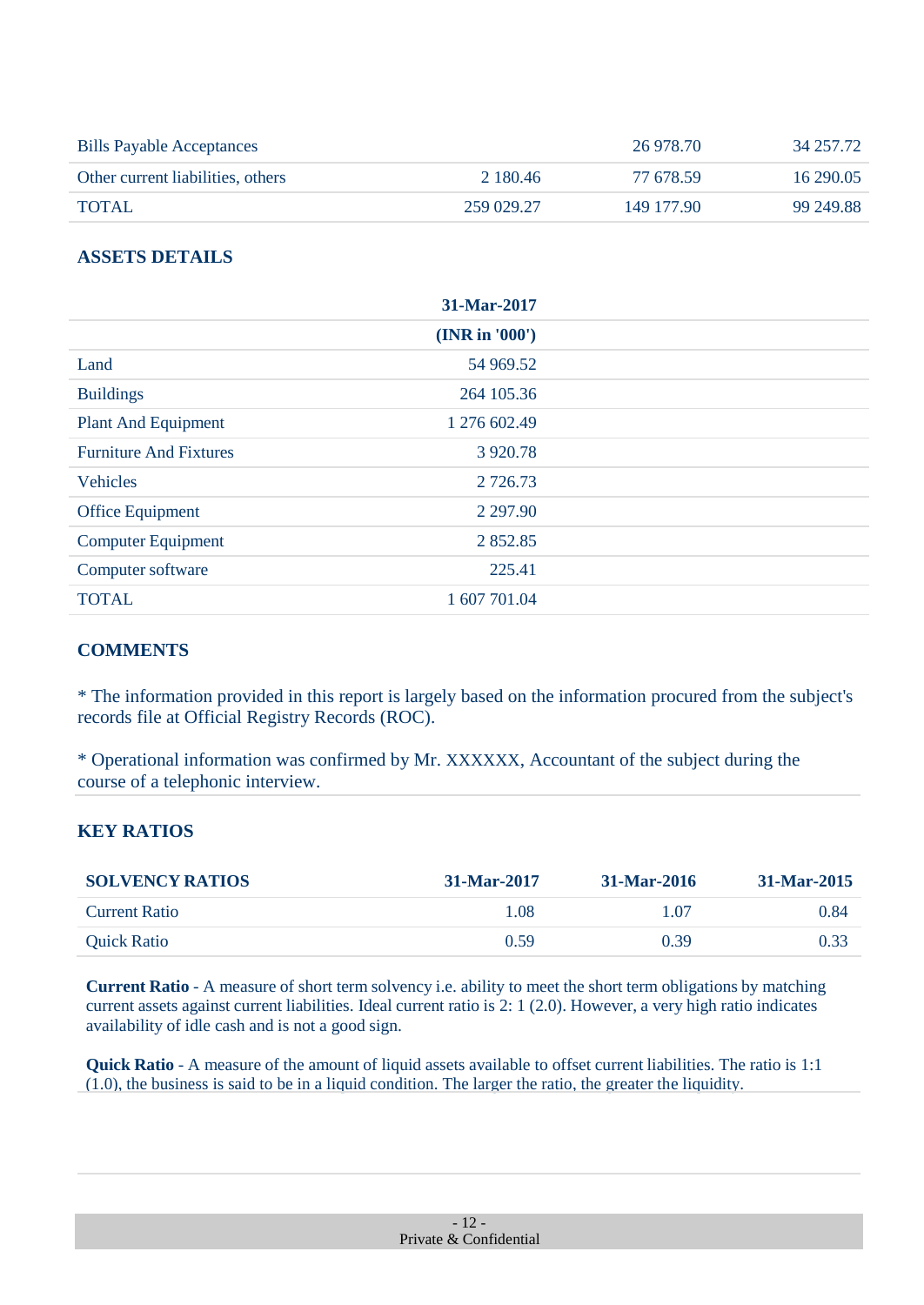| | | | |
|---|---|---|---|
| Bills Payable Acceptances | | 26 978.70 | 34 257.72 |
| Other current liabilities, others | 2 180.46 | 77 678.59 | 16 290.05 |
| TOTAL | 259 029.27 | 149 177.90 | 99 249.88 |

## ASSETS DETAILS

| | 31-Mar-2017 |
|---|---|
| | **(INR in '000')** |
| Land | 54 969.52 |
| Buildings | 264 105.36 |
| Plant And Equipment | 1 276 602.49 |
| Furniture And Fixtures | 3 920.78 |
| Vehicles | 2 726.73 |
| Office Equipment | 2 297.90 |
| Computer Equipment | 2 852.85 |
| Computer software | 225.41 |
| TOTAL | 1 607 701.04 |

## COMMENTS

* The information provided in this report is largely based on the information procured from the subject's records file at Official Registry Records (ROC).

* Operational information was confirmed by Mr. XXXXXX, Accountant of the subject during the course of a telephonic interview.

## KEY RATIOS

| SOLVENCY RATIOS | 31-Mar-2017 | 31-Mar-2016 | 31-Mar-2015 |
|---|---|---|---|
| Current Ratio | 1.08 | 1.07 | 0.84 |
| Quick Ratio | 0.59 | 0.39 | 0.33 |

**Current Ratio** - A measure of short term solvency i.e. ability to meet the short term obligations by matching current assets against current liabilities. Ideal current ratio is 2: 1 (2.0). However, a very high ratio indicates availability of idle cash and is not a good sign.

**Quick Ratio** - A measure of the amount of liquid assets available to offset current liabilities. The ratio is 1:1 (1.0), the business is said to be in a liquid condition. The larger the ratio, the greater the liquidity.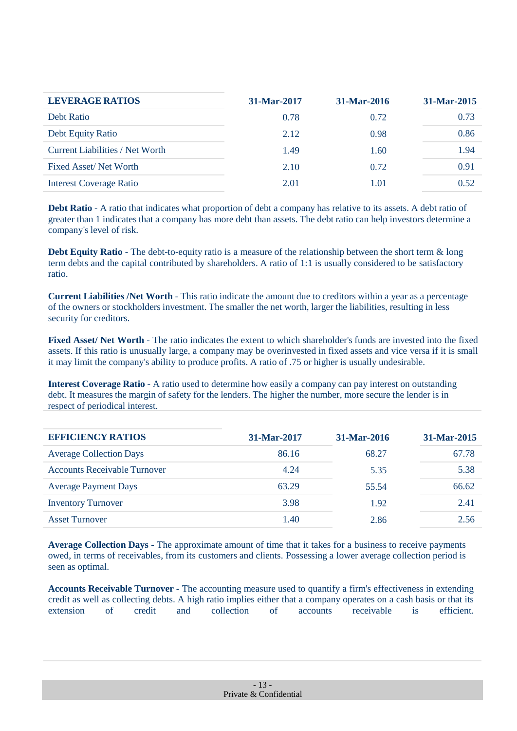| LEVERAGE RATIOS | 31-Mar-2017 | 31-Mar-2016 | 31-Mar-2015 |
|---|---|---|---|
| Debt Ratio | 0.78 | 0.72 | 0.73 |
| Debt Equity Ratio | 2.12 | 0.98 | 0.86 |
| Current Liabilities / Net Worth | 1.49 | 1.60 | 1.94 |
| Fixed Asset/ Net Worth | 2.10 | 0.72 | 0.91 |
| Interest Coverage Ratio | 2.01 | 1.01 | 0.52 |

**Debt Ratio** - A ratio that indicates what proportion of debt a company has relative to its assets. A debt ratio of greater than 1 indicates that a company has more debt than assets. The debt ratio can help investors determine a company's level of risk.

**Debt Equity Ratio** - The debt-to-equity ratio is a measure of the relationship between the short term & long term debts and the capital contributed by shareholders. A ratio of 1:1 is usually considered to be satisfactory ratio.

**Current Liabilities /Net Worth** - This ratio indicate the amount due to creditors within a year as a percentage of the owners or stockholders investment. The smaller the net worth, larger the liabilities, resulting in less security for creditors.

**Fixed Asset/ Net Worth** - The ratio indicates the extent to which shareholder's funds are invested into the fixed assets. If this ratio is unusually large, a company may be overinvested in fixed assets and vice versa if it is small it may limit the company's ability to produce profits. A ratio of .75 or higher is usually undesirable.

**Interest Coverage Ratio** - A ratio used to determine how easily a company can pay interest on outstanding debt. It measures the margin of safety for the lenders. The higher the number, more secure the lender is in respect of periodical interest.

| EFFICIENCY RATIOS | 31-Mar-2017 | 31-Mar-2016 | 31-Mar-2015 |
|---|---|---|---|
| Average Collection Days | 86.16 | 68.27 | 67.78 |
| Accounts Receivable Turnover | 4.24 | 5.35 | 5.38 |
| Average Payment Days | 63.29 | 55.54 | 66.62 |
| Inventory Turnover | 3.98 | 1.92 | 2.41 |
| Asset Turnover | 1.40 | 2.86 | 2.56 |

**Average Collection Days** - The approximate amount of time that it takes for a business to receive payments owed, in terms of receivables, from its customers and clients. Possessing a lower average collection period is seen as optimal.

**Accounts Receivable Turnover** - The accounting measure used to quantify a firm's effectiveness in extending credit as well as collecting debts. A high ratio implies either that a company operates on a cash basis or that its extension of credit and collection of accounts receivable is efficient.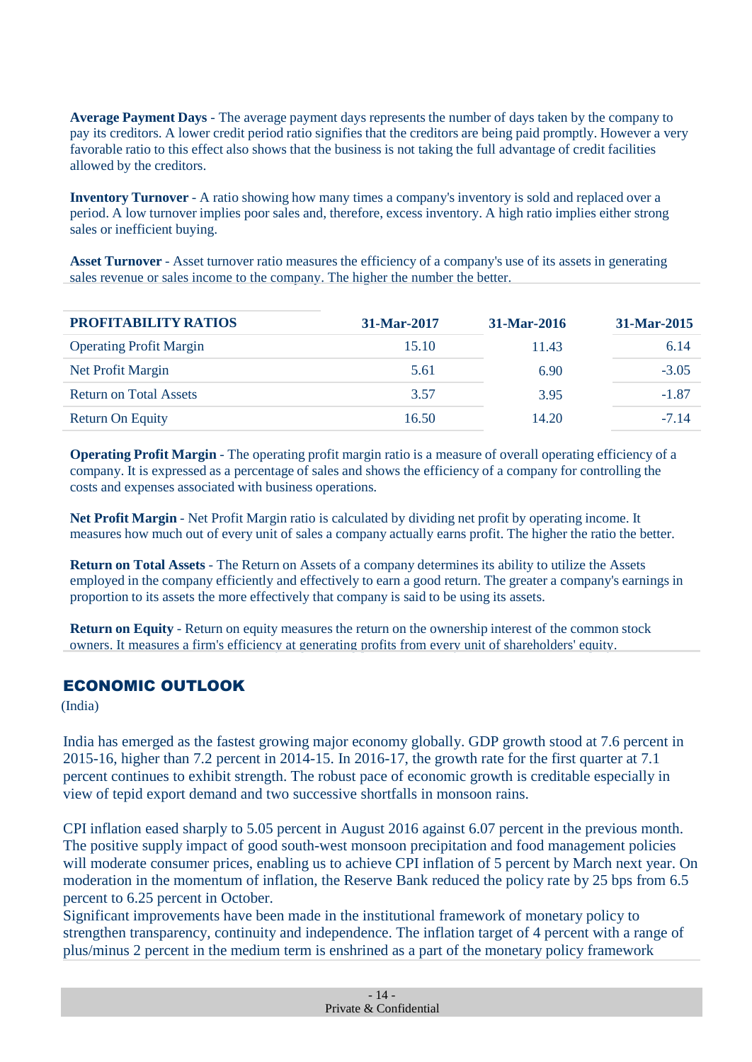**Average Payment Days** - The average payment days represents the number of days taken by the company to pay its creditors. A lower credit period ratio signifies that the creditors are being paid promptly. However a very favorable ratio to this effect also shows that the business is not taking the full advantage of credit facilities allowed by the creditors.

**Inventory Turnover** - A ratio showing how many times a company's inventory is sold and replaced over a period. A low turnover implies poor sales and, therefore, excess inventory. A high ratio implies either strong sales or inefficient buying.

**Asset Turnover** - Asset turnover ratio measures the efficiency of a company's use of its assets in generating sales revenue or sales income to the company. The higher the number the better.

| PROFITABILITY RATIOS | 31-Mar-2017 | 31-Mar-2016 | 31-Mar-2015 |
|---|---|---|---|
| Operating Profit Margin | 15.10 | 11.43 | 6.14 |
| Net Profit Margin | 5.61 | 6.90 | -3.05 |
| Return on Total Assets | 3.57 | 3.95 | -1.87 |
| Return On Equity | 16.50 | 14.20 | -7.14 |

**Operating Profit Margin** - The operating profit margin ratio is a measure of overall operating efficiency of a company. It is expressed as a percentage of sales and shows the efficiency of a company for controlling the costs and expenses associated with business operations.

**Net Profit Margin** - Net Profit Margin ratio is calculated by dividing net profit by operating income. It measures how much out of every unit of sales a company actually earns profit. The higher the ratio the better.

**Return on Total Assets** - The Return on Assets of a company determines its ability to utilize the Assets employed in the company efficiently and effectively to earn a good return. The greater a company's earnings in proportion to its assets the more effectively that company is said to be using its assets.

**Return on Equity** - Return on equity measures the return on the ownership interest of the common stock owners. It measures a firm's efficiency at generating profits from every unit of shareholders' equity.

## ECONOMIC OUTLOOK

(India)

India has emerged as the fastest growing major economy globally. GDP growth stood at 7.6 percent in 2015-16, higher than 7.2 percent in 2014-15. In 2016-17, the growth rate for the first quarter at 7.1 percent continues to exhibit strength. The robust pace of economic growth is creditable especially in view of tepid export demand and two successive shortfalls in monsoon rains.

CPI inflation eased sharply to 5.05 percent in August 2016 against 6.07 percent in the previous month. The positive supply impact of good south-west monsoon precipitation and food management policies will moderate consumer prices, enabling us to achieve CPI inflation of 5 percent by March next year. On moderation in the momentum of inflation, the Reserve Bank reduced the policy rate by 25 bps from 6.5 percent to 6.25 percent in October.

Significant improvements have been made in the institutional framework of monetary policy to strengthen transparency, continuity and independence. The inflation target of 4 percent with a range of plus/minus 2 percent in the medium term is enshrined as a part of the monetary policy framework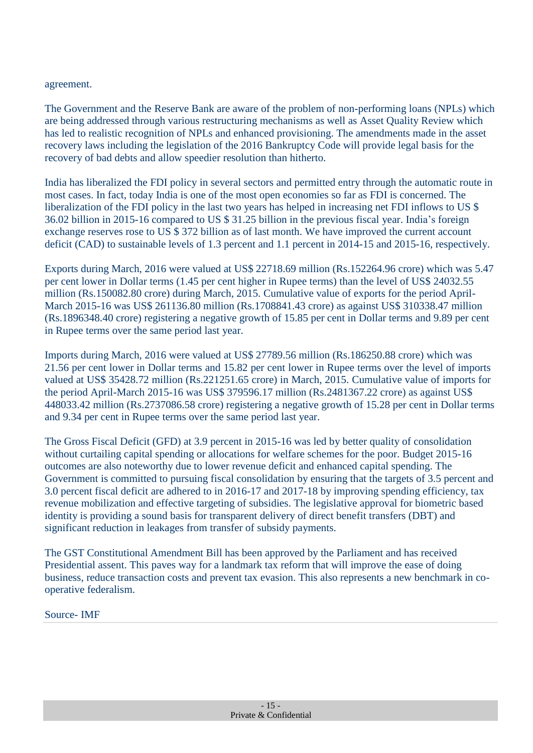agreement.

The Government and the Reserve Bank are aware of the problem of non-performing loans (NPLs) which are being addressed through various restructuring mechanisms as well as Asset Quality Review which has led to realistic recognition of NPLs and enhanced provisioning. The amendments made in the asset recovery laws including the legislation of the 2016 Bankruptcy Code will provide legal basis for the recovery of bad debts and allow speedier resolution than hitherto.

India has liberalized the FDI policy in several sectors and permitted entry through the automatic route in most cases. In fact, today India is one of the most open economies so far as FDI is concerned. The liberalization of the FDI policy in the last two years has helped in increasing net FDI inflows to US $ 36.02 billion in 2015-16 compared to US $ 31.25 billion in the previous fiscal year. India's foreign exchange reserves rose to US $ 372 billion as of last month. We have improved the current account deficit (CAD) to sustainable levels of 1.3 percent and 1.1 percent in 2014-15 and 2015-16, respectively.

Exports during March, 2016 were valued at US$ 22718.69 million (Rs.152264.96 crore) which was 5.47 per cent lower in Dollar terms (1.45 per cent higher in Rupee terms) than the level of US$ 24032.55 million (Rs.150082.80 crore) during March, 2015. Cumulative value of exports for the period April-March 2015-16 was US$ 261136.80 million (Rs.1708841.43 crore) as against US$ 310338.47 million (Rs.1896348.40 crore) registering a negative growth of 15.85 per cent in Dollar terms and 9.89 per cent in Rupee terms over the same period last year.

Imports during March, 2016 were valued at US$ 27789.56 million (Rs.186250.88 crore) which was 21.56 per cent lower in Dollar terms and 15.82 per cent lower in Rupee terms over the level of imports valued at US$ 35428.72 million (Rs.221251.65 crore) in March, 2015. Cumulative value of imports for the period April-March 2015-16 was US$ 379596.17 million (Rs.2481367.22 crore) as against US$ 448033.42 million (Rs.2737086.58 crore) registering a negative growth of 15.28 per cent in Dollar terms and 9.34 per cent in Rupee terms over the same period last year.

The Gross Fiscal Deficit (GFD) at 3.9 percent in 2015-16 was led by better quality of consolidation without curtailing capital spending or allocations for welfare schemes for the poor. Budget 2015-16 outcomes are also noteworthy due to lower revenue deficit and enhanced capital spending. The Government is committed to pursuing fiscal consolidation by ensuring that the targets of 3.5 percent and 3.0 percent fiscal deficit are adhered to in 2016-17 and 2017-18 by improving spending efficiency, tax revenue mobilization and effective targeting of subsidies. The legislative approval for biometric based identity is providing a sound basis for transparent delivery of direct benefit transfers (DBT) and significant reduction in leakages from transfer of subsidy payments.

The GST Constitutional Amendment Bill has been approved by the Parliament and has received Presidential assent. This paves way for a landmark tax reform that will improve the ease of doing business, reduce transaction costs and prevent tax evasion. This also represents a new benchmark in co-operative federalism.

Source- IMF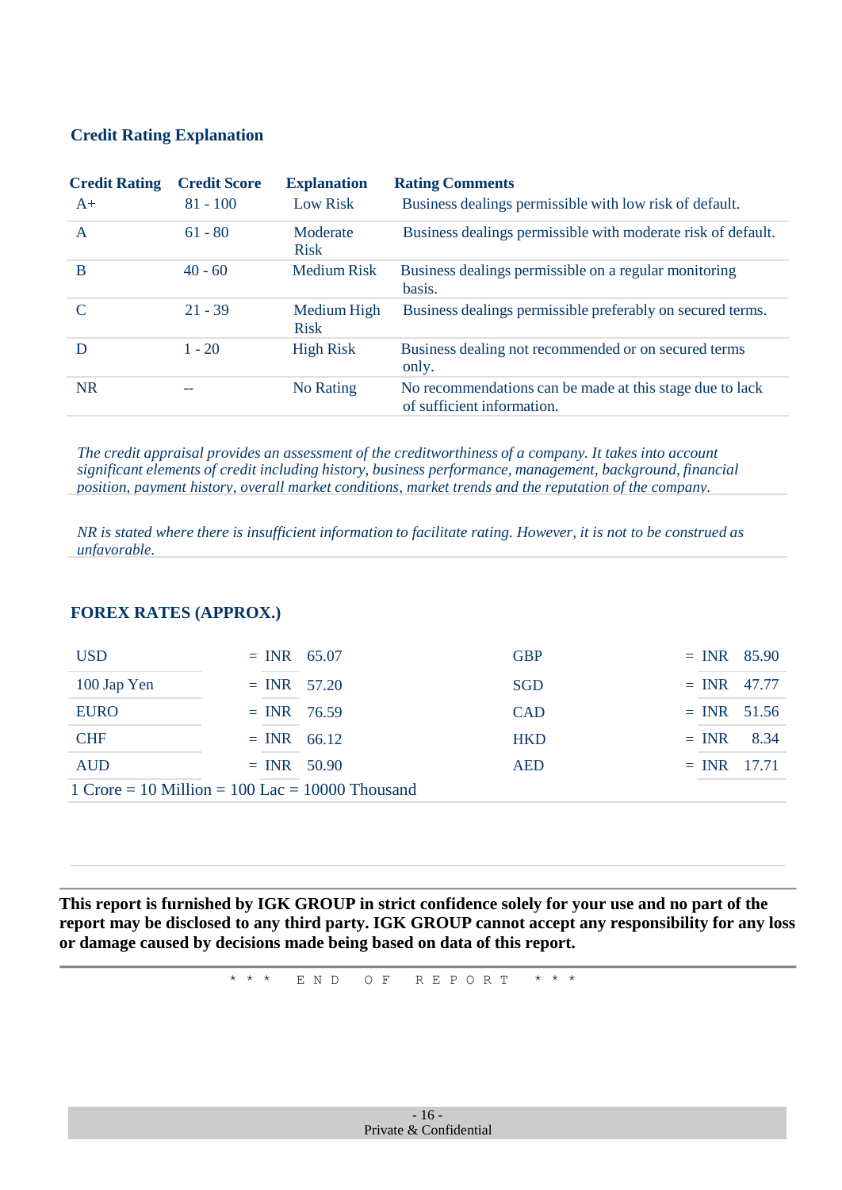## Credit Rating Explanation

| Credit Rating | Credit Score | Explanation | Rating Comments |
|---|---|---|---|
| A+ | 81 - 100 | Low Risk | Business dealings permissible with low risk of default. |
| A | 61 - 80 | Moderate Risk | Business dealings permissible with moderate risk of default. |
| B | 40 - 60 | Medium Risk | Business dealings permissible on a regular monitoring basis. |
| C | 21 - 39 | Medium High Risk | Business dealings permissible preferably on secured terms. |
| D | 1 - 20 | High Risk | Business dealing not recommended or on secured terms only. |
| NR | -- | No Rating | No recommendations can be made at this stage due to lack of sufficient information. |

*The credit appraisal provides an assessment of the creditworthiness of a company. It takes into account significant elements of credit including history, business performance, management, background, financial position, payment history, overall market conditions, market trends and the reputation of the company.*

*NR is stated where there is insufficient information to facilitate rating. However, it is not to be construed as unfavorable.*

## FOREX RATES (APPROX.)

| | | | | | |
|---|---|---|---|---|---|
| USD | = INR | 65.07 | GBP | = INR | 85.90 |
| 100 Jap Yen | = INR | 57.20 | SGD | = INR | 47.77 |
| EURO | = INR | 76.59 | CAD | = INR | 51.56 |
| CHF | = INR | 66.12 | HKD | = INR | 8.34 |
| AUD | = INR | 50.90 | AED | = INR | 17.71 |

1 Crore = 10 Million = 100 Lac = 10000 Thousand

**This report is furnished by IGK GROUP in strict confidence solely for your use and no part of the report may be disclosed to any third party. IGK GROUP cannot accept any responsibility for any loss or damage caused by decisions made being based on data of this report.**

\* \* \* E N D O F R E P O R T \* \* \*

Private & Confidential